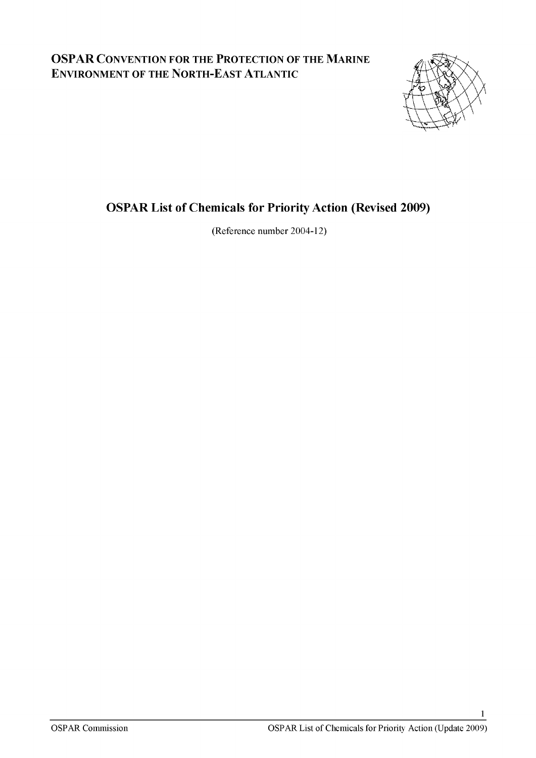**OSPAR CONVENTION FOR THE PROTECTION OF THE MARINE ENVIRONMENT OF THE NORTH-EAST ATLANTIC**

# OSPAR List of Chemicals for Priority Action (Revised 2009)

(Reference number 2004-12)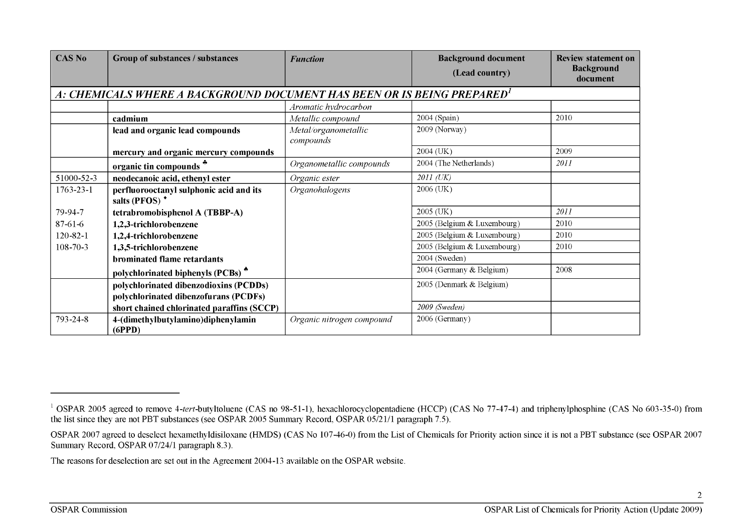| CAS No | Group of substances / substances | *Function* | Background document (Lead country) | Review statement on Background document |
|---|---|---|---|---|
| ***A: CHEMICALS WHERE A BACKGROUND DOCUMENT HAS BEEN OR IS BEING PREPARED[1]*** | | | | |
| | | *Aromatic hydrocarbon* | | |
| | **cadmium** | *Metallic compound* | 2004 (Spain) | 2010 |
| | **lead and organic lead compounds** | *Metal/organometallic compounds* | 2009 (Norway) | |
| | **mercury and organic mercury compounds** | | 2004 (UK) | 2009 |
| | **organic tin compounds** ♣ | *Organometallic compounds* | 2004 (The Netherlands) | *2011* |
| 51000-52-3 | **neodecanoic acid, ethenyl ester** | *Organic ester* | *2011 (UK)* | |
| 1763-23-1 | **perfluorooctanyl sulphonic acid and its salts (PFOS)** ♦ | *Organohalogens* | 2006 (UK) | |
| 79-94-7 | **tetrabromobisphenol A (TBBP-A)** | | 2005 (UK) | *2011* |
| 87-61-6 | **1,2,3-trichlorobenzene** | | 2005 (Belgium & Luxembourg) | 2010 |
| 120-82-1 | **1,2,4-trichlorobenzene** | | 2005 (Belgium & Luxembourg) | 2010 |
| 108-70-3 | **1,3,5-trichlorobenzene** | | 2005 (Belgium & Luxembourg) | 2010 |
| | **brominated flame retardants** | | 2004 (Sweden) | |
| | **polychlorinated biphenyls (PCBs)** ♠ | | 2004 (Germany & Belgium) | 2008 |
| | **polychlorinated dibenzodioxins (PCDDs)** **polychlorinated dibenzofurans (PCDFs)** | | 2005 (Denmark & Belgium) | |
| | **short chained chlorinated paraffins (SCCP)** | | *2009 (Sweden)* | |
| 793-24-8 | **4-(dimethylbutylamino)diphenylamin (6PPD)** | *Organic nitrogen compound* | 2006 (Germany) | |

[1] OSPAR 2005 agreed to remove 4-*tert*-butyltoluene (CAS no 98-51-1), hexachlorocyclopentadiene (HCCP) (CAS No 77-47-4) and triphenylphosphine (CAS No 603-35-0) from the list since they are not PBT substances (see OSPAR 2005 Summary Record, OSPAR 05/21/1 paragraph 7.5).

OSPAR 2007 agreed to deselect hexamethyldisiloxane (HMDS) (CAS No 107-46-0) from the List of Chemicals for Priority action since it is not a PBT substance (see OSPAR 2007 Summary Record, OSPAR 07/24/1 paragraph 8.3).

The reasons for deselection are set out in the Agreement 2004-13 available on the OSPAR website.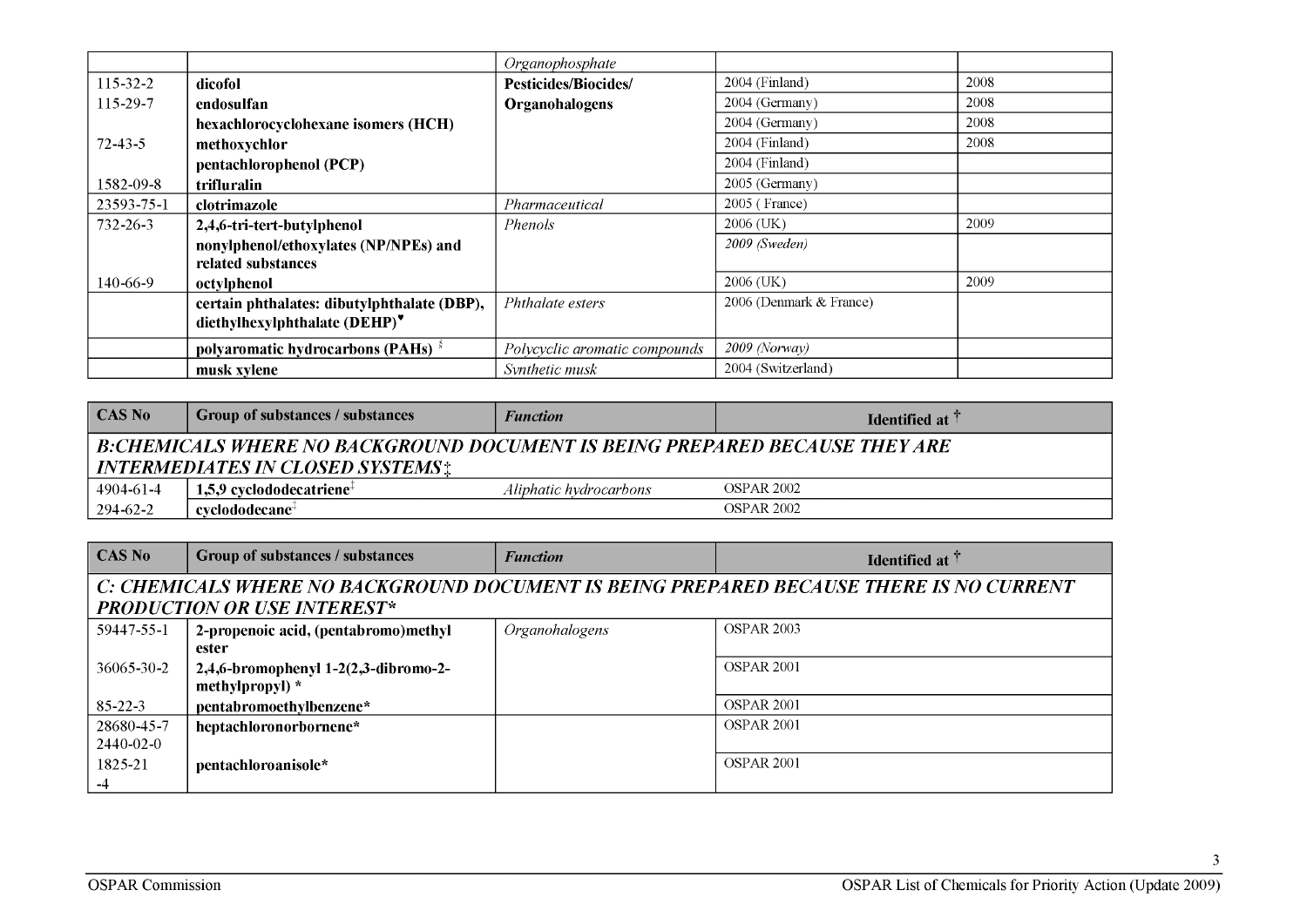| | | *Organophosphate* | | |
|---|---|---|---|---|
| 115-32-2 | **dicofol** | **Pesticides/Biocides/ Organohalogens** | 2004 (Finland) | 2008 |
| 115-29-7 | **endosulfan** | | 2004 (Germany) | 2008 |
| | **hexachlorocyclohexane isomers (HCH)** | | 2004 (Germany) | 2008 |
| 72-43-5 | **methoxychlor** | | 2004 (Finland) | 2008 |
| | **pentachlorophenol (PCP)** | | 2004 (Finland) | |
| 1582-09-8 | **trifluralin** | | 2005 (Germany) | |
| 23593-75-1 | **clotrimazole** | *Pharmaceutical* | 2005 ( France) | |
| 732-26-3 | **2,4,6-tri-tert-butylphenol** | *Phenols* | 2006 (UK) | 2009 |
| | **nonylphenol/ethoxylates (NP/NPEs) and related substances** | | *2009 (Sweden)* | |
| 140-66-9 | **octylphenol** | | 2006 (UK) | 2009 |
| | **certain phthalates: dibutylphthalate (DBP), diethylhexylphthalate (DEHP)▼** | *Phthalate esters* | 2006 (Denmark & France) | |
| | **polyaromatic hydrocarbons (PAHs)** [§] | *Polycyclic aromatic compounds* | *2009 (Norway)* | |
| | **musk xylene** | *Synthetic musk* | 2004 (Switzerland) | |

| CAS No | Group of substances / substances | *Function* | Identified at † |
|---|---|---|---|
| ***B:CHEMICALS WHERE NO BACKGROUND DOCUMENT IS BEING PREPARED BECAUSE THEY ARE INTERMEDIATES IN CLOSED SYSTEMS‡*** | | | |
| 4904-61-4 | **1,5,9 cyclododecatriene**[‡] | *Aliphatic hydrocarbons* | OSPAR 2002 |
| 294-62-2 | **cyclododecane**[‡] | | OSPAR 2002 |

| CAS No | Group of substances / substances | *Function* | Identified at † |
|---|---|---|---|
| ***C: CHEMICALS WHERE NO BACKGROUND DOCUMENT IS BEING PREPARED BECAUSE THERE IS NO CURRENT PRODUCTION OR USE INTEREST**** | | | |
| 59447-55-1 | **2-propenoic acid, (pentabromo)methyl ester** | *Organohalogens* | OSPAR 2003 |
| 36065-30-2 | **2,4,6-bromophenyl 1-2(2,3-dibromo-2-methylpropyl) *** | | OSPAR 2001 |
| 85-22-3 | **pentabromoethylbenzene*** | | OSPAR 2001 |
| 28680-45-7 2440-02-0 | **heptachloronorbornene*** | | OSPAR 2001 |
| 1825-21 -4 | **pentachloroanisole*** | | OSPAR 2001 |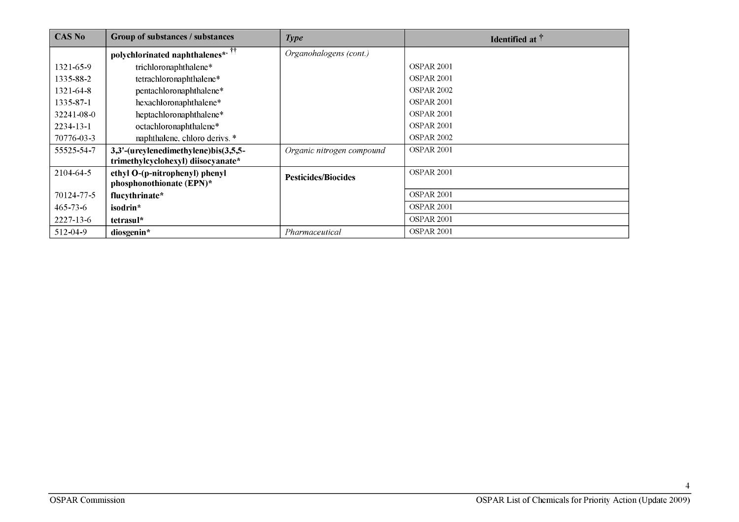| CAS No | Group of substances / substances | *Type* | Identified at † |
|---|---|---|---|
| | **polychlorinated naphthalenes*, ††** | *Organohalogens (cont.)* | |
| 1321-65-9 | trichloronaphthalene* | | OSPAR 2001 |
| 1335-88-2 | tetrachloronaphthalene* | | OSPAR 2001 |
| 1321-64-8 | pentachloronaphthalene* | | OSPAR 2002 |
| 1335-87-1 | hexachloronaphthalene* | | OSPAR 2001 |
| 32241-08-0 | heptachloronaphthalene* | | OSPAR 2001 |
| 2234-13-1 | octachloronaphthalene* | | OSPAR 2001 |
| 70776-03-3 | naphthalene. chloro derivs. * | | OSPAR 2002 |
| 55525-54-7 | **3,3'-(ureylenedimethylene)bis(3,5,5-trimethylcyclohexyl) diisocyanate*** | *Organic nitrogen compound* | OSPAR 2001 |
| 2104-64-5 | **ethyl O-(p-nitrophenyl) phenyl phosphonothionate (EPN)*** | **Pesticides/Biocides** | OSPAR 2001 |
| 70124-77-5 | **flucythrinate*** | | OSPAR 2001 |
| 465-73-6 | **isodrin*** | | OSPAR 2001 |
| 2227-13-6 | **tetrasul*** | | OSPAR 2001 |
| 512-04-9 | **diosgenin*** | *Pharmaceutical* | OSPAR 2001 |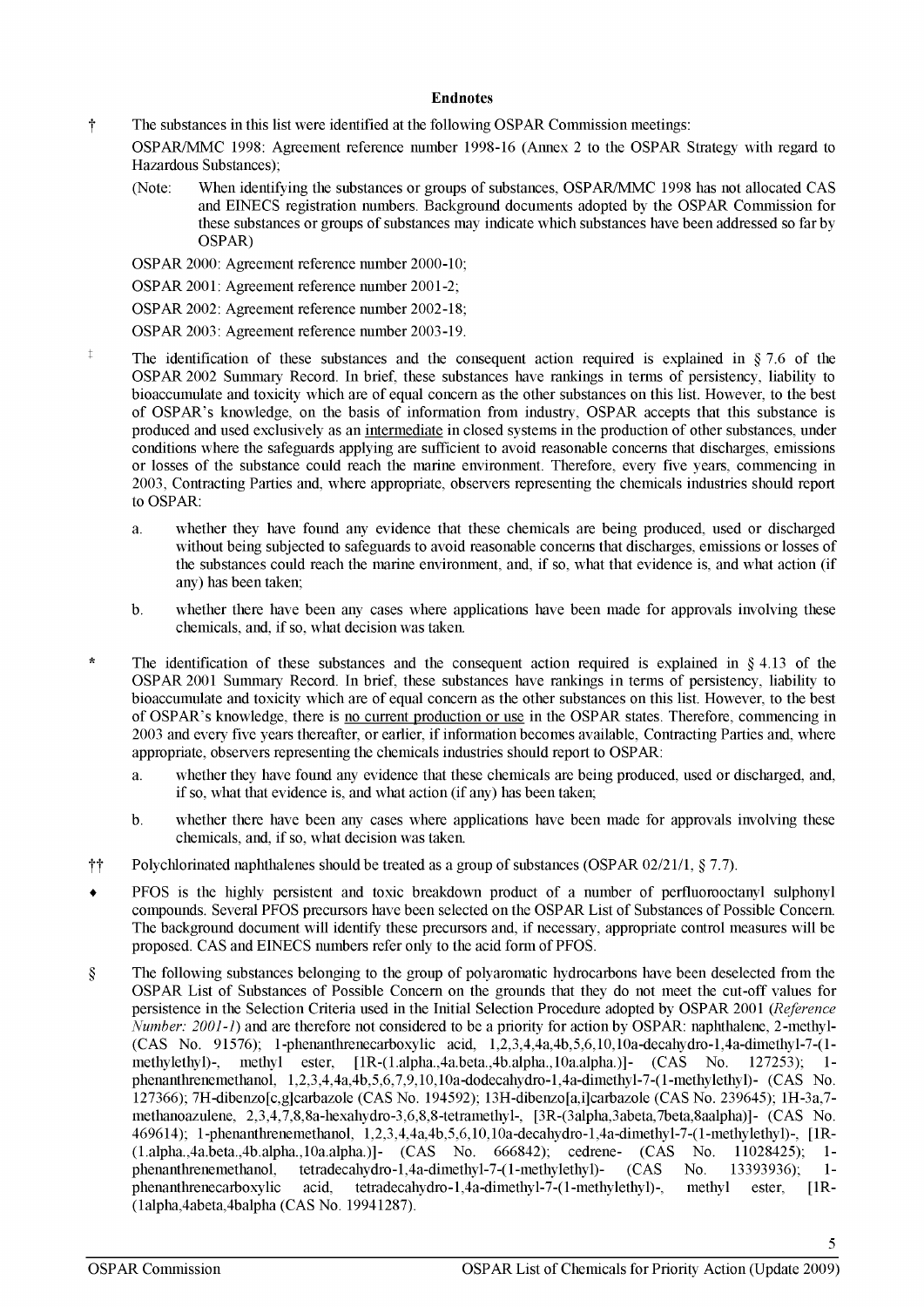## Endnotes

† The substances in this list were identified at the following OSPAR Commission meetings:

OSPAR/MMC 1998: Agreement reference number 1998-16 (Annex 2 to the OSPAR Strategy with regard to Hazardous Substances);

(Note: When identifying the substances or groups of substances, OSPAR/MMC 1998 has not allocated CAS and EINECS registration numbers. Background documents adopted by the OSPAR Commission for these substances or groups of substances may indicate which substances have been addressed so far by OSPAR)

OSPAR 2000: Agreement reference number 2000-10;

OSPAR 2001: Agreement reference number 2001-2;

OSPAR 2002: Agreement reference number 2002-18;

OSPAR 2003: Agreement reference number 2003-19.

‡ The identification of these substances and the consequent action required is explained in § 7.6 of the OSPAR 2002 Summary Record. In brief, these substances have rankings in terms of persistency, liability to bioaccumulate and toxicity which are of equal concern as the other substances on this list. However, to the best of OSPAR's knowledge, on the basis of information from industry, OSPAR accepts that this substance is produced and used exclusively as an <u>intermediate</u> in closed systems in the production of other substances, under conditions where the safeguards applying are sufficient to avoid reasonable concerns that discharges, emissions or losses of the substance could reach the marine environment. Therefore, every five years, commencing in 2003, Contracting Parties and, where appropriate, observers representing the chemicals industries should report to OSPAR:

a. whether they have found any evidence that these chemicals are being produced, used or discharged without being subjected to safeguards to avoid reasonable concerns that discharges, emissions or losses of the substances could reach the marine environment, and, if so, what that evidence is, and what action (if any) has been taken;

b. whether there have been any cases where applications have been made for approvals involving these chemicals, and, if so, what decision was taken.

\* The identification of these substances and the consequent action required is explained in § 4.13 of the OSPAR 2001 Summary Record. In brief, these substances have rankings in terms of persistency, liability to bioaccumulate and toxicity which are of equal concern as the other substances on this list. However, to the best of OSPAR's knowledge, there is <u>no current production or use</u> in the OSPAR states. Therefore, commencing in 2003 and every five years thereafter, or earlier, if information becomes available, Contracting Parties and, where appropriate, observers representing the chemicals industries should report to OSPAR:

a. whether they have found any evidence that these chemicals are being produced, used or discharged, and, if so, what that evidence is, and what action (if any) has been taken;

b. whether there have been any cases where applications have been made for approvals involving these chemicals, and, if so, what decision was taken.

†† Polychlorinated naphthalenes should be treated as a group of substances (OSPAR 02/21/1, § 7.7).

♦ PFOS is the highly persistent and toxic breakdown product of a number of perfluorooctanyl sulphonyl compounds. Several PFOS precursors have been selected on the OSPAR List of Substances of Possible Concern. The background document will identify these precursors and, if necessary, appropriate control measures will be proposed. CAS and EINECS numbers refer only to the acid form of PFOS.

§ The following substances belonging to the group of polyaromatic hydrocarbons have been deselected from the OSPAR List of Substances of Possible Concern on the grounds that they do not meet the cut-off values for persistence in the Selection Criteria used in the Initial Selection Procedure adopted by OSPAR 2001 (*Reference Number: 2001-1*) and are therefore not considered to be a priority for action by OSPAR: naphthalene, 2-methyl- (CAS No. 91576); 1-phenanthrenecarboxylic acid, 1,2,3,4,4a,4b,5,6,10,10a-decahydro-1,4a-dimethyl-7-(1-methylethyl)-, methyl ester, [1R-(1.alpha.,4a.beta.,4b.alpha.,10a.alpha.)]- (CAS No. 127253); 1-phenanthrenemethanol, 1,2,3,4,4a,4b,5,6,7,9,10,10a-dodecahydro-1,4a-dimethyl-7-(1-methylethyl)- (CAS No. 127366); 7H-dibenzo[c,g]carbazole (CAS No. 194592); 13H-dibenzo[a,i]carbazole (CAS No. 239645); 1H-3a,7-methanoazulene, 2,3,4,7,8,8a-hexahydro-3,6,8,8-tetramethyl-, [3R-(3alpha,3abeta,7beta,8aalpha)]- (CAS No. 469614); 1-phenanthrenemethanol, 1,2,3,4,4a,4b,5,6,10,10a-decahydro-1,4a-dimethyl-7-(1-methylethyl)-, [1R-(1.alpha.,4a.beta.,4b.alpha.,10a.alpha.)]- (CAS No. 666842); cedrene- (CAS No. 11028425); 1-phenanthrenemethanol, tetradecahydro-1,4a-dimethyl-7-(1-methylethyl)- (CAS No. 13393936); 1-phenanthrenecarboxylic acid, tetradecahydro-1,4a-dimethyl-7-(1-methylethyl)-, methyl ester, [1R-(1alpha,4abeta,4balpha (CAS No. 19941287).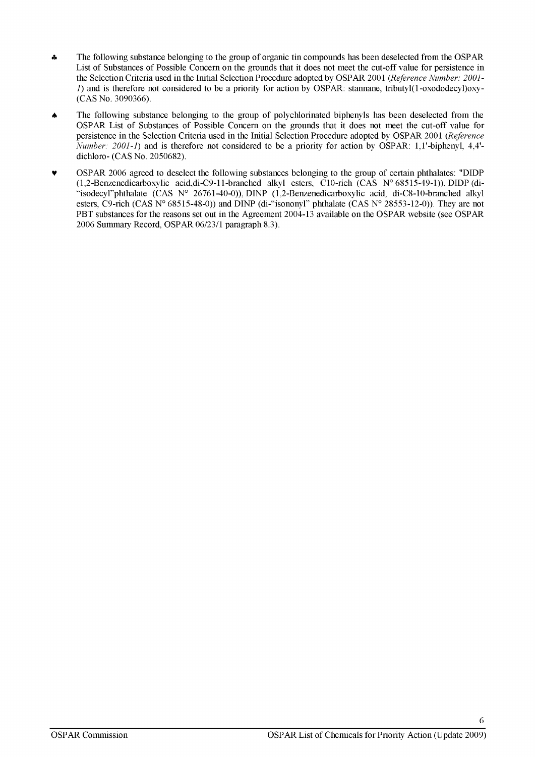♣ The following substance belonging to the group of organic tin compounds has been deselected from the OSPAR List of Substances of Possible Concern on the grounds that it does not meet the cut-off value for persistence in the Selection Criteria used in the Initial Selection Procedure adopted by OSPAR 2001 (*Reference Number: 2001-1*) and is therefore not considered to be a priority for action by OSPAR: stannane, tributyl(1-oxododecyl)oxy- (CAS No. 3090366).

♠ The following substance belonging to the group of polychlorinated biphenyls has been deselected from the OSPAR List of Substances of Possible Concern on the grounds that it does not meet the cut-off value for persistence in the Selection Criteria used in the Initial Selection Procedure adopted by OSPAR 2001 (*Reference Number: 2001-1*) and is therefore not considered to be a priority for action by OSPAR: 1,1'-biphenyl, 4,4'-dichloro- (CAS No. 2050682).

♥ OSPAR 2006 agreed to deselect the following substances belonging to the group of certain phthalates: "DIDP (1,2-Benzenedicarboxylic acid,di-C9-11-branched alkyl esters, C10-rich (CAS N° 68515-49-1)), DIDP (di-"isodecyl"phthalate (CAS N° 26761-40-0)), DINP (1,2-Benzenedicarboxylic acid, di-C8-10-branched alkyl esters, C9-rich (CAS N° 68515-48-0)) and DINP (di-"isononyl" phthalate (CAS N° 28553-12-0)). They are not PBT substances for the reasons set out in the Agreement 2004-13 available on the OSPAR website (see OSPAR 2006 Summary Record, OSPAR 06/23/1 paragraph 8.3).